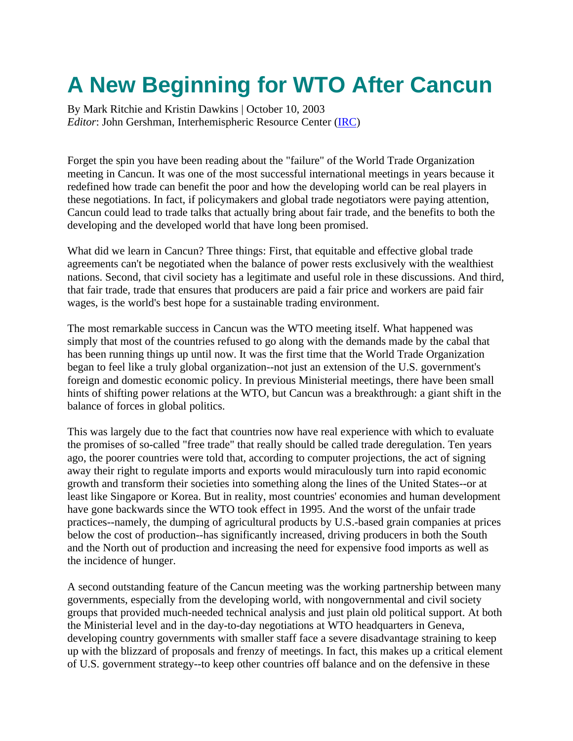# A New Beginning for WTO After Cancun

By Mark Ritchie and Kristin Dawkins | October 10, 2003
*Editor*: John Gershman, Interhemispheric Resource Center (IRC)

Forget the spin you have been reading about the "failure" of the World Trade Organization meeting in Cancun. It was one of the most successful international meetings in years because it redefined how trade can benefit the poor and how the developing world can be real players in these negotiations. In fact, if policymakers and global trade negotiators were paying attention, Cancun could lead to trade talks that actually bring about fair trade, and the benefits to both the developing and the developed world that have long been promised.

What did we learn in Cancun? Three things: First, that equitable and effective global trade agreements can't be negotiated when the balance of power rests exclusively with the wealthiest nations. Second, that civil society has a legitimate and useful role in these discussions. And third, that fair trade, trade that ensures that producers are paid a fair price and workers are paid fair wages, is the world's best hope for a sustainable trading environment.

The most remarkable success in Cancun was the WTO meeting itself. What happened was simply that most of the countries refused to go along with the demands made by the cabal that has been running things up until now. It was the first time that the World Trade Organization began to feel like a truly global organization--not just an extension of the U.S. government's foreign and domestic economic policy. In previous Ministerial meetings, there have been small hints of shifting power relations at the WTO, but Cancun was a breakthrough: a giant shift in the balance of forces in global politics.

This was largely due to the fact that countries now have real experience with which to evaluate the promises of so-called "free trade" that really should be called trade deregulation. Ten years ago, the poorer countries were told that, according to computer projections, the act of signing away their right to regulate imports and exports would miraculously turn into rapid economic growth and transform their societies into something along the lines of the United States--or at least like Singapore or Korea. But in reality, most countries' economies and human development have gone backwards since the WTO took effect in 1995. And the worst of the unfair trade practices--namely, the dumping of agricultural products by U.S.-based grain companies at prices below the cost of production--has significantly increased, driving producers in both the South and the North out of production and increasing the need for expensive food imports as well as the incidence of hunger.

A second outstanding feature of the Cancun meeting was the working partnership between many governments, especially from the developing world, with nongovernmental and civil society groups that provided much-needed technical analysis and just plain old political support. At both the Ministerial level and in the day-to-day negotiations at WTO headquarters in Geneva, developing country governments with smaller staff face a severe disadvantage straining to keep up with the blizzard of proposals and frenzy of meetings. In fact, this makes up a critical element of U.S. government strategy--to keep other countries off balance and on the defensive in these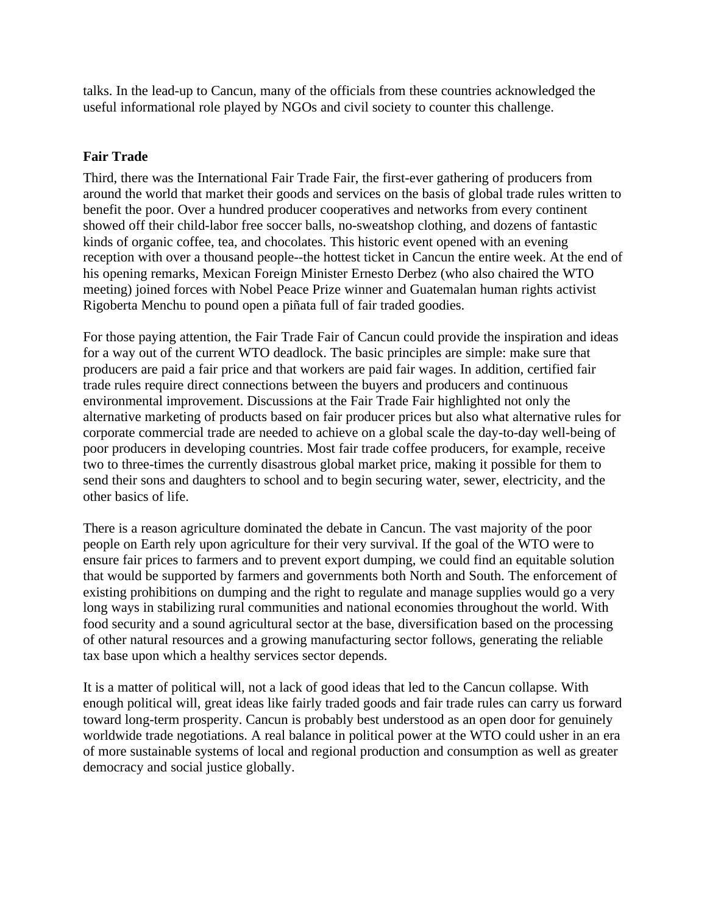talks. In the lead-up to Cancun, many of the officials from these countries acknowledged the useful informational role played by NGOs and civil society to counter this challenge.

**Fair Trade**

Third, there was the International Fair Trade Fair, the first-ever gathering of producers from around the world that market their goods and services on the basis of global trade rules written to benefit the poor. Over a hundred producer cooperatives and networks from every continent showed off their child-labor free soccer balls, no-sweatshop clothing, and dozens of fantastic kinds of organic coffee, tea, and chocolates. This historic event opened with an evening reception with over a thousand people--the hottest ticket in Cancun the entire week. At the end of his opening remarks, Mexican Foreign Minister Ernesto Derbez (who also chaired the WTO meeting) joined forces with Nobel Peace Prize winner and Guatemalan human rights activist Rigoberta Menchu to pound open a piñata full of fair traded goodies.

For those paying attention, the Fair Trade Fair of Cancun could provide the inspiration and ideas for a way out of the current WTO deadlock. The basic principles are simple: make sure that producers are paid a fair price and that workers are paid fair wages. In addition, certified fair trade rules require direct connections between the buyers and producers and continuous environmental improvement. Discussions at the Fair Trade Fair highlighted not only the alternative marketing of products based on fair producer prices but also what alternative rules for corporate commercial trade are needed to achieve on a global scale the day-to-day well-being of poor producers in developing countries. Most fair trade coffee producers, for example, receive two to three-times the currently disastrous global market price, making it possible for them to send their sons and daughters to school and to begin securing water, sewer, electricity, and the other basics of life.

There is a reason agriculture dominated the debate in Cancun. The vast majority of the poor people on Earth rely upon agriculture for their very survival. If the goal of the WTO were to ensure fair prices to farmers and to prevent export dumping, we could find an equitable solution that would be supported by farmers and governments both North and South. The enforcement of existing prohibitions on dumping and the right to regulate and manage supplies would go a very long ways in stabilizing rural communities and national economies throughout the world. With food security and a sound agricultural sector at the base, diversification based on the processing of other natural resources and a growing manufacturing sector follows, generating the reliable tax base upon which a healthy services sector depends.

It is a matter of political will, not a lack of good ideas that led to the Cancun collapse. With enough political will, great ideas like fairly traded goods and fair trade rules can carry us forward toward long-term prosperity. Cancun is probably best understood as an open door for genuinely worldwide trade negotiations. A real balance in political power at the WTO could usher in an era of more sustainable systems of local and regional production and consumption as well as greater democracy and social justice globally.